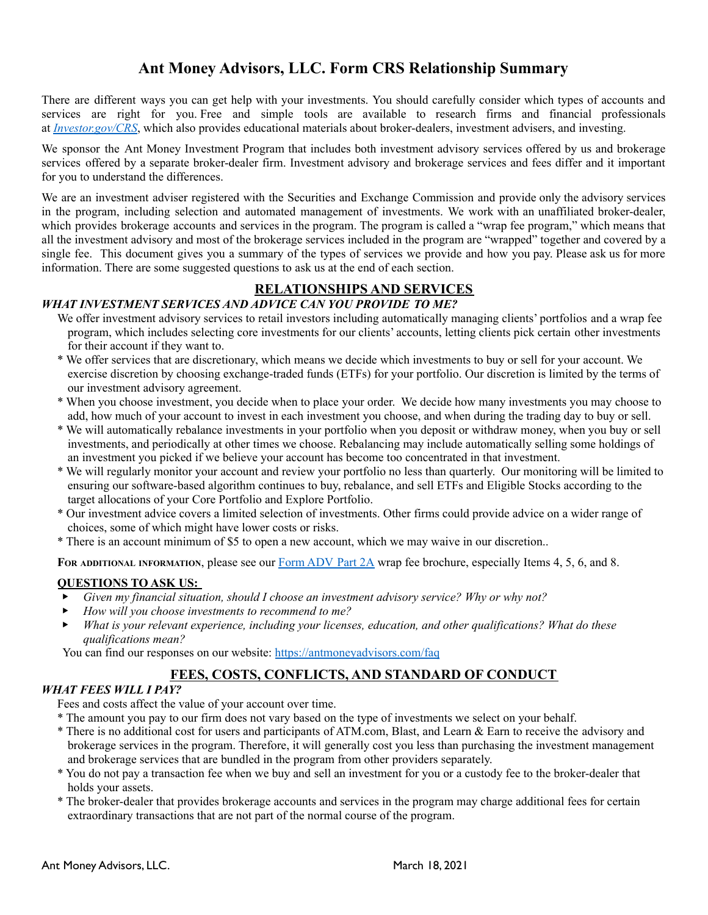# Ant Money Advisors, LLC. Form CRS Relationship Summary

There are different ways you can get help with your investments. You should carefully consider which types of accounts and services are right for you. Free and simple tools are available to research firms and financial professionals at *[Investor.gov/CRS](https://Investor.gov/CRS)*, which also provides educational materials about broker-dealers, investment advisers, and investing.

We sponsor the Ant Money Investment Program that includes both investment advisory services offered by us and brokerage services offered by a separate broker-dealer firm. Investment advisory and brokerage services and fees differ and it important for you to understand the differences.

We are an investment adviser registered with the Securities and Exchange Commission and provide only the advisory services in the program, including selection and automated management of investments. We work with an unaffiliated broker-dealer, which provides brokerage accounts and services in the program. The program is called a "wrap fee program," which means that all the investment advisory and most of the brokerage services included in the program are "wrapped" together and covered by a single fee. This document gives you a summary of the types of services we provide and how you pay. Please ask us for more information. There are some suggested questions to ask us at the end of each section.

## RELATIONSHIPS AND SERVICES

### *WHAT INVESTMENT SERVICES AND ADVICE CAN YOU PROVIDE TO ME?*

We offer investment advisory services to retail investors including automatically managing clients' portfolios and a wrap fee program, which includes selecting core investments for our clients' accounts, letting clients pick certain other investments for their account if they want to.

* We offer services that are discretionary, which means we decide which investments to buy or sell for your account. We exercise discretion by choosing exchange-traded funds (ETFs) for your portfolio. Our discretion is limited by the terms of our investment advisory agreement.
* When you choose investment, you decide when to place your order. We decide how many investments you may choose to add, how much of your account to invest in each investment you choose, and when during the trading day to buy or sell.
* We will automatically rebalance investments in your portfolio when you deposit or withdraw money, when you buy or sell investments, and periodically at other times we choose. Rebalancing may include automatically selling some holdings of an investment you picked if we believe your account has become too concentrated in that investment.
* We will regularly monitor your account and review your portfolio no less than quarterly. Our monitoring will be limited to ensuring our software-based algorithm continues to buy, rebalance, and sell ETFs and Eligible Stocks according to the target allocations of your Core Portfolio and Explore Portfolio.
* Our investment advice covers a limited selection of investments. Other firms could provide advice on a wider range of choices, some of which might have lower costs or risks.
* There is an account minimum of $5 to open a new account, which we may waive in our discretion..

**For additional information**, please see our [Form ADV Part 2A](#) wrap fee brochure, especially Items 4, 5, 6, and 8.

#### QUESTIONS TO ASK US:

- *Given my financial situation, should I choose an investment advisory service? Why or why not?*
- *How will you choose investments to recommend to me?*
- *What is your relevant experience, including your licenses, education, and other qualifications? What do these qualifications mean?*

You can find our responses on our website: [https://antmoneyadvisors.com/faq](https://antmoneyadvisors.com/faq)

## FEES, COSTS, CONFLICTS, AND STANDARD OF CONDUCT

### *WHAT FEES WILL I PAY?*

Fees and costs affect the value of your account over time.

* The amount you pay to our firm does not vary based on the type of investments we select on your behalf.
* There is no additional cost for users and participants of ATM.com, Blast, and Learn & Earn to receive the advisory and brokerage services in the program. Therefore, it will generally cost you less than purchasing the investment management and brokerage services that are bundled in the program from other providers separately.
* You do not pay a transaction fee when we buy and sell an investment for you or a custody fee to the broker-dealer that holds your assets.
* The broker-dealer that provides brokerage accounts and services in the program may charge additional fees for certain extraordinary transactions that are not part of the normal course of the program.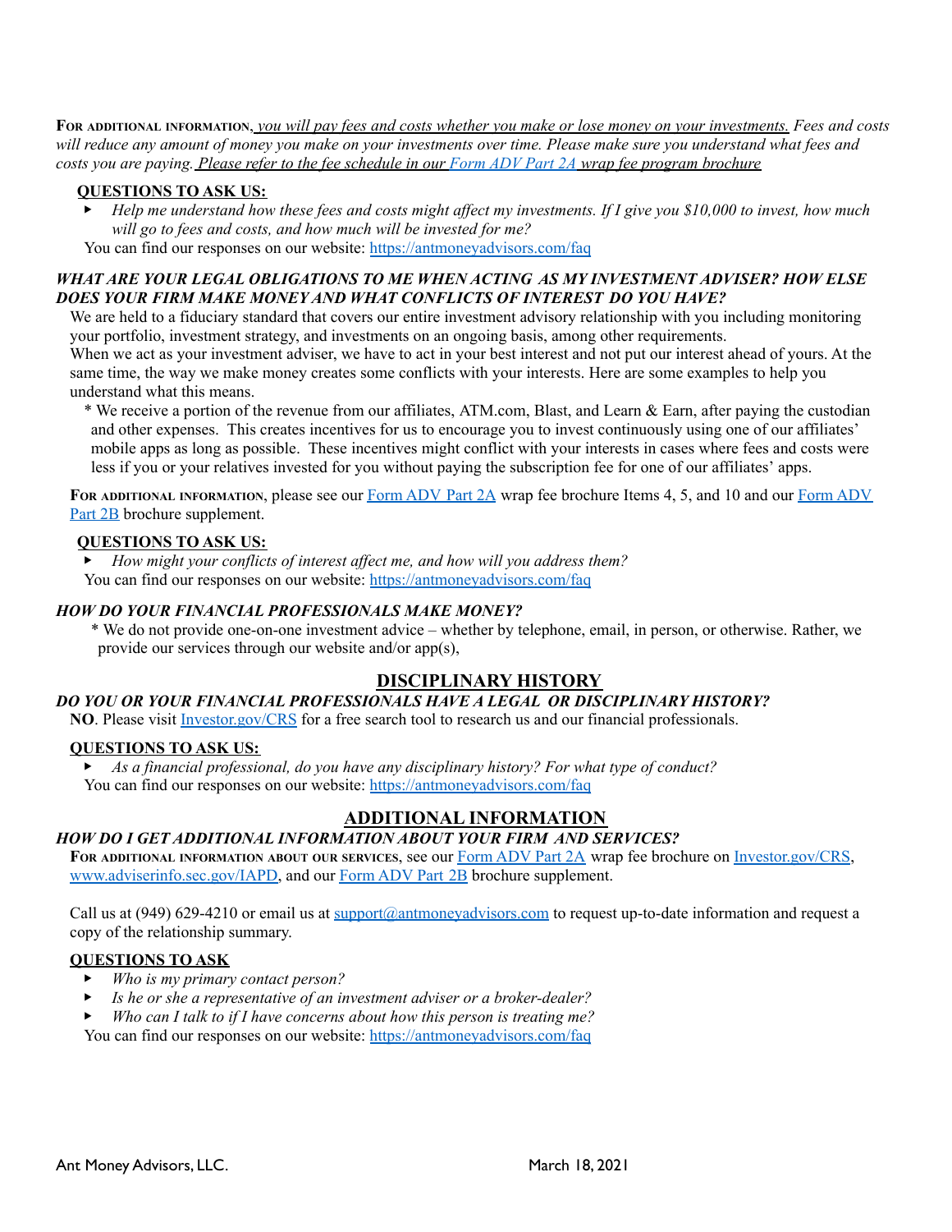**For additional information**, *you will pay fees and costs whether you make or lose money on your investments. Fees and costs will reduce any amount of money you make on your investments over time. Please make sure you understand what fees and costs you are paying. Please refer to the fee schedule in our Form ADV Part 2A wrap fee program brochure*

**QUESTIONS TO ASK US:**

- *Help me understand how these fees and costs might affect my investments. If I give you $10,000 to invest, how much will go to fees and costs, and how much will be invested for me?*

You can find our responses on our website: https://antmoneyadvisors.com/faq

***WHAT ARE YOUR LEGAL OBLIGATIONS TO ME WHEN ACTING AS MY INVESTMENT ADVISER? HOW ELSE DOES YOUR FIRM MAKE MONEY AND WHAT CONFLICTS OF INTEREST DO YOU HAVE?***

We are held to a fiduciary standard that covers our entire investment advisory relationship with you including monitoring your portfolio, investment strategy, and investments on an ongoing basis, among other requirements.

When we act as your investment adviser, we have to act in your best interest and not put our interest ahead of yours. At the same time, the way we make money creates some conflicts with your interests. Here are some examples to help you understand what this means.

* We receive a portion of the revenue from our affiliates, ATM.com, Blast, and Learn & Earn, after paying the custodian and other expenses. This creates incentives for us to encourage you to invest continuously using one of our affiliates' mobile apps as long as possible. These incentives might conflict with your interests in cases where fees and costs were less if you or your relatives invested for you without paying the subscription fee for one of our affiliates' apps.

**For additional information**, please see our Form ADV Part 2A wrap fee brochure Items 4, 5, and 10 and our Form ADV Part 2B brochure supplement.

**QUESTIONS TO ASK US:**

- *How might your conflicts of interest affect me, and how will you address them?*

You can find our responses on our website: https://antmoneyadvisors.com/faq

***HOW DO YOUR FINANCIAL PROFESSIONALS MAKE MONEY?***

* We do not provide one-on-one investment advice – whether by telephone, email, in person, or otherwise. Rather, we provide our services through our website and/or app(s),

## DISCIPLINARY HISTORY

***DO YOU OR YOUR FINANCIAL PROFESSIONALS HAVE A LEGAL OR DISCIPLINARY HISTORY?***

**NO**. Please visit Investor.gov/CRS for a free search tool to research us and our financial professionals.

**QUESTIONS TO ASK US:**

- *As a financial professional, do you have any disciplinary history? For what type of conduct?*

You can find our responses on our website: https://antmoneyadvisors.com/faq

## ADDITIONAL INFORMATION

***HOW DO I GET ADDITIONAL INFORMATION ABOUT YOUR FIRM AND SERVICES?***

**For additional information about our services**, see our Form ADV Part 2A wrap fee brochure on Investor.gov/CRS, www.adviserinfo.sec.gov/IAPD, and our Form ADV Part 2B brochure supplement.

Call us at (949) 629-4210 or email us at support@antmoneyadvisors.com to request up-to-date information and request a copy of the relationship summary.

**QUESTIONS TO ASK**

- *Who is my primary contact person?*
- *Is he or she a representative of an investment adviser or a broker-dealer?*
- *Who can I talk to if I have concerns about how this person is treating me?*

You can find our responses on our website: https://antmoneyadvisors.com/faq